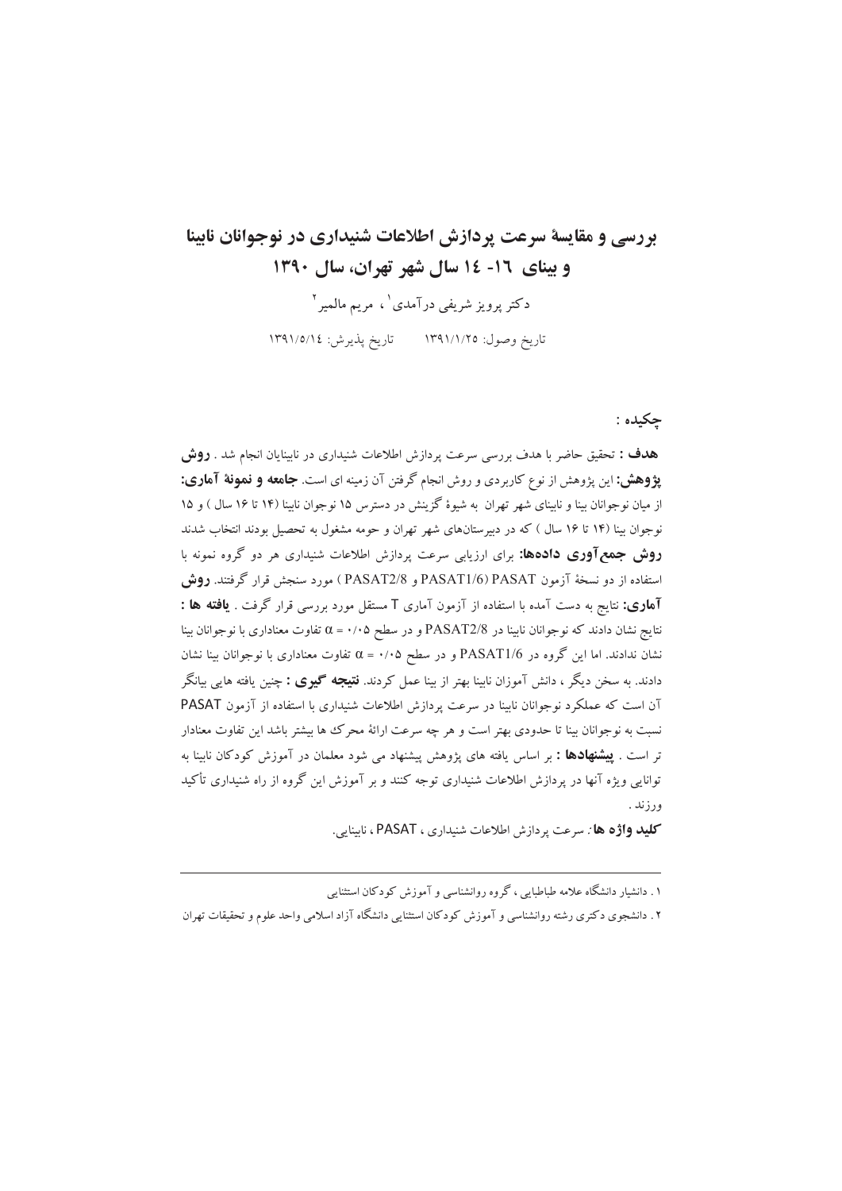# بررسی و مقایسهٔ سرعت پردازش اطلاعات شنیداری در نوجوانان نابینا و بینای ۱٦- ۱٤ سال شهر تهران، سال ۱۳۹۰

دکتر پرویز شریفی درآمدی[1] ، مریم مالمیر[2]

تاریخ وصول: ۱۳۹۱/۱/۲۵ — تاریخ پذیرش: ۱۳۹۱/۵/۱٤

## چکیده :

**هدف :** تحقیق حاضر با هدف بررسی سرعت پردازش اطلاعات شنیداری در نابینایان انجام شد . **روش پژوهش:** این پژوهش از نوع کاربردی و روش انجام گرفتن آن زمینه ای است. **جامعه و نمونهٔ آماری:** از میان نوجوانان بینا و نابینای شهر تهران به شیوهٔ گزینش در دسترس ۱۵ نوجوان نابینا (۱۴ تا ۱۶ سال ) و ۱۵ نوجوان بینا (۱۴ تا ۱۶ سال ) که در دبیرستان‌های شهر تهران و حومه مشغول به تحصیل بودند انتخاب شدند **روش جمع‌آوری داده‌ها:** برای ارزیابی سرعت پردازش اطلاعات شنیداری هر دو گروه نمونه با استفاده از دو نسخهٔ آزمون PASAT (PASAT1/6 و PASAT2/8 ) مورد سنجش قرار گرفتند. **روش آماری:** نتایج به دست آمده با استفاده از آزمون آماری T مستقل مورد بررسی قرار گرفت . **یافته ها :** نتایج نشان دادند که نوجوانان نابینا در PASAT2/8 و در سطح $\alpha = ۰/۰۵$ تفاوت معناداری با نوجوانان بینا نشان ندادند. اما این گروه در PASAT1/6 و در سطح $\alpha = ۰/۰۵$ تفاوت معناداری با نوجوانان بینا نشان دادند. به سخن دیگر ، دانش آموزان نابینا بهتر از بینا عمل کردند. **نتیجه گیری :** چنین یافته هایی بیانگر آن است که عملکرد نوجوانان نابینا در سرعت پردازش اطلاعات شنیداری با استفاده از آزمون PASAT نسبت به نوجوانان بینا تا حدودی بهتر است و هر چه سرعت ارائهٔ محرک ها بیشتر باشد این تفاوت معنادار تر است . **پیشنهادها :** بر اساس یافته های پژوهش پیشنهاد می شود معلمان در آموزش کودکان نابینا به توانایی ویژه آنها در پردازش اطلاعات شنیداری توجه کنند و بر آموزش این گروه از راه شنیداری تأکید ورزند .

**کلید واژه ها**: سرعت پردازش اطلاعات شنیداری ، PASAT ، نابینایی.

---

۱ . دانشیار دانشگاه علامه طباطبایی ، گروه روانشناسی و آموزش کودکان استثنایی

۲ . دانشجوی دکتری رشته روانشناسی و آموزش کودکان استثنایی دانشگاه آزاد اسلامی واحد علوم و تحقیقات تهران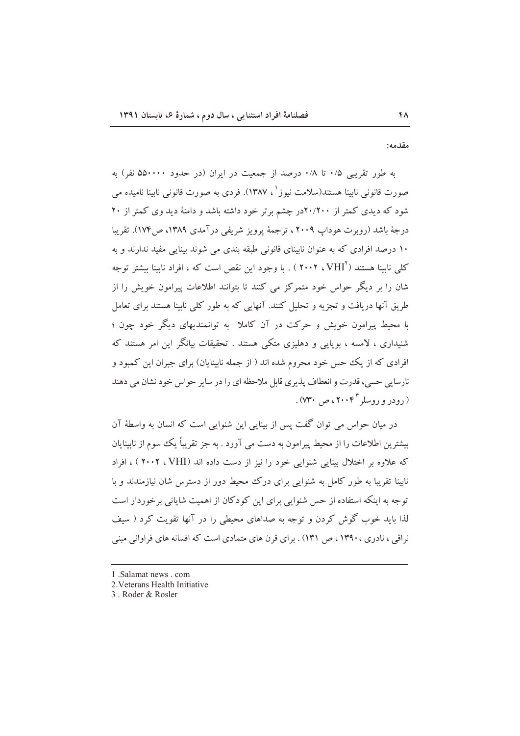**مقدمه:**

به طور تقریبی ۰/۵ تا ۰/۸ درصد از جمعیت در ایران (در حدود ۵۵۰۰۰۰ نفر) به صورت قانونی نابینا هستند(سلامت نیوز[1] ، ۱۳۸۷). فردی به صورت قانونی نابینا نامیده می شود که دیدی کمتر از ۲۰/۲۰۰در چشم برتر خود داشته باشد و دامنهٔ دید وی کمتر از ۲۰ درجهٔ باشد (روبرت هوداپ ۲۰۰۹ ، ترجمهٔ پرویز شریفی درآمدی ۱۳۸۹، ص۱۷۴). تقریبا ۱۰ درصد افرادی که به عنوان نابینای قانونی طبقه بندی می شوند بینایی مفید ندارند و به کلی نابینا هستند (VHI[2] ، ۲۰۰۲ ) . با وجود این نقص است که ، افراد نابینا بیشتر توجه شان را بر دیگر حواس خود متمرکز می کنند تا بتوانند اطلاعات پیرامون خویش را از طریق آنها دریافت و تجزیه و تحلیل کنند. آنهایی که به طور کلی نابینا هستند برای تعامل با محیط پیرامون خویش و حرکت در آن کاملا به توانمندیهای دیگر خود چون ؛ شنیداری ، لامسه ، بویایی و دهلیزی متکی هستند . تحقیقات بیانگر این امر هستند که افرادی که از یک حس خود محروم شده اند ( از جمله نابینایان) برای جبران این کمبود و نارسایی حسی، قدرت و انعطاف پذیری قابل ملاحظه ای را در سایر حواس خود نشان می دهند ( رودر و روسلر[3] ۲۰۰۴ ، ص ۷۳۰) .

در میان حواس می توان گفت پس از بینایی این شنوایی است که انسان به واسطهٔ آن بیشترین اطلاعات را از محیط پیرامون به دست می آورد . به جز تقریباً یک سوم از نابینایان که علاوه بر اختلال بینایی شنوایی خود را نیز از دست داده اند (VHI ، ۲۰۰۲ ) ، افراد نابینا تقریبا به طور کامل به شنوایی برای درک محیط دور از دسترس شان نیازمندند و با توجه به اینکه استفاده از حس شنوایی برای این کودکان از اهمیت شایانی برخوردار است لذا باید خوب گوش کردن و توجه به صداهای محیطی را در آنها تقویت کرد ( سیف نراقی ، نادری ، ۱۳۹۰ ، ص ۱۳۱) . برای قرن های متمادی است که افسانه های فراوانی مبنی

---

1 .Salamat news . com

2.Veterans Health Initiative

3 . Roder & Rosler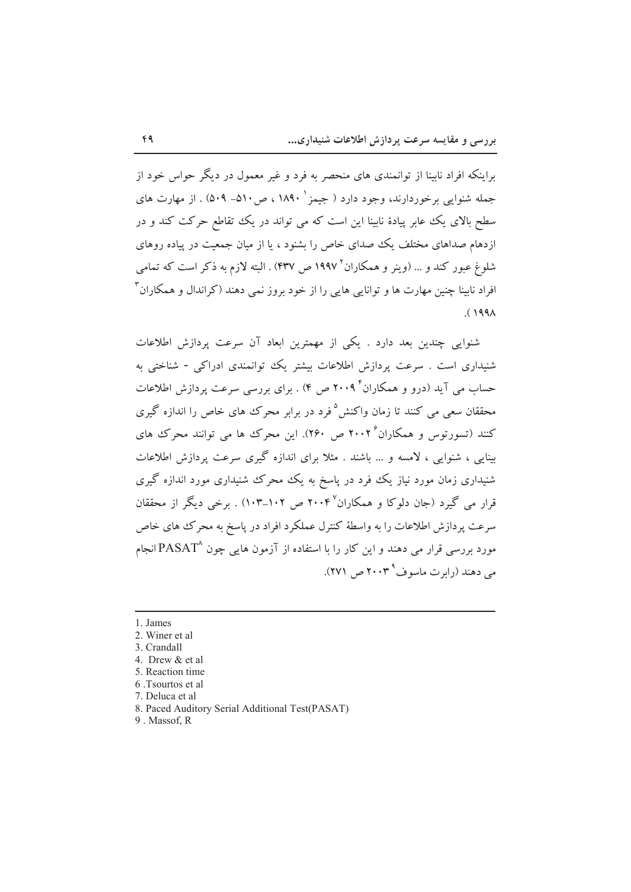براینکه افراد نابینا از توانمندی های منحصر به فرد و غیر معمول در دیگر حواس خود از جمله شنوایی برخوردارند، وجود دارد ( جیمز[1] ۱۸۹۰ ، ص۵۱۰- ۵۰۹) . از مهارت های سطح بالای یک عابر پیادهٔ نابینا این است که می تواند در یک تقاطع حرکت کند و در ازدهام صداهای مختلف یک صدای خاص را بشنود ، یا از میان جمعیت در پیاده روهای شلوغ عبور کند و ... (وینر و همکاران[2] ۱۹۹۷ ص ۴۳۷) . البته لازم به ذکر است که تمامی افراد نابینا چنین مهارت ها و توانایی هایی را از خود بروز نمی دهند (کراندال و همکاران[3] ۱۹۹۸).

شنوایی چندین بعد دارد . یکی از مهمترین ابعاد آن سرعت پردازش اطلاعات شنیداری است . سرعت پردازش اطلاعات بیشتر یک توانمندی ادراکی - شناختی به حساب می آید (درو و همکاران[4] ۲۰۰۹ ص ۴) . برای بررسی سرعت پردازش اطلاعات محققان سعی می کنند تا زمان واکنش[5] فرد در برابر محرک های خاص را اندازه گیری کنند (تسورتوس و همکاران[6] ۲۰۰۲ ص ۲۶۰). این محرک ها می توانند محرک های بینایی ، شنوایی ، لامسه و ... باشند . مثلا برای اندازه گیری سرعت پردازش اطلاعات شنیداری زمان مورد نیاز یک فرد در پاسخ به یک محرک شنیداری مورد اندازه گیری قرار می گیرد (جان دلوکا و همکاران[7] ۲۰۰۴ ص ۱۰۲-۱۰۳) . برخی دیگر از محققان سرعت پردازش اطلاعات را به واسطهٔ کنترل عملکرد افراد در پاسخ به محرک های خاص مورد بررسی قرار می دهند و این کار را با استفاده از آزمون هایی چون PASAT[8] انجام می دهند (رابرت ماسوف[9] ۲۰۰۳ ص ۲۷۱).

---

1. James
2. Winer et al
3. Crandall
4. Drew & et al
5. Reaction time
6 .Tsourtos et al
7. Deluca et al
8. Paced Auditory Serial Additional Test(PASAT)
9 . Massof, R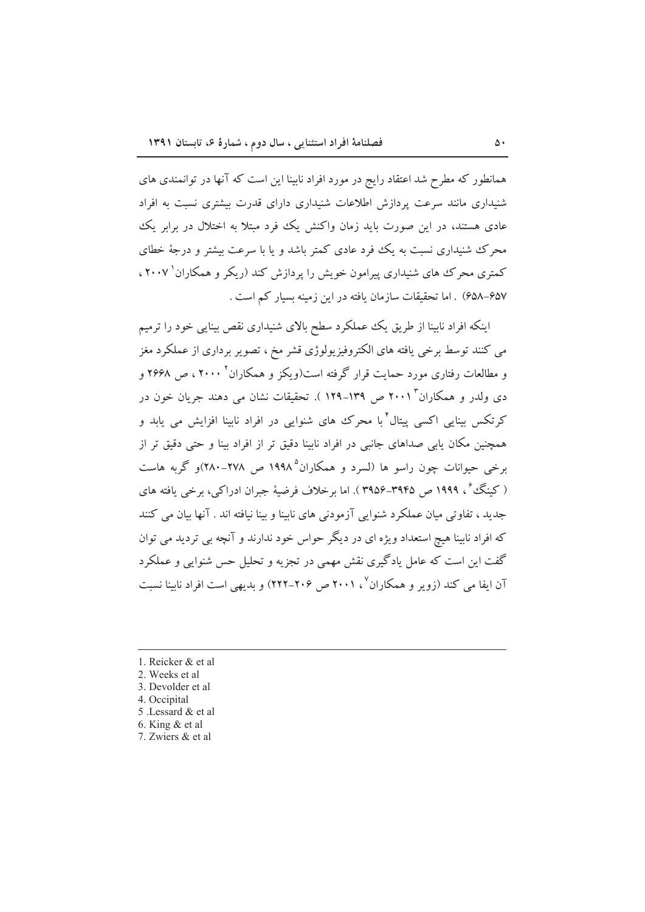همانطور که مطرح شد اعتقاد رایج در مورد افراد نابینا این است که آنها در توانمندی های شنیداری مانند سرعت پردازش اطلاعات شنیداری دارای قدرت بیشتری نسبت به افراد عادی هستند، در این صورت باید زمان واکنش یک فرد مبتلا به اختلال در برابر یک محرک شنیداری نسبت به یک فرد عادی کمتر باشد و یا با سرعت بیشتر و درجهٔ خطای کمتری محرک های شنیداری پیرامون خویش را پردازش کند (ریکر و همکاران[1] ۲۰۰۷ ، ۶۵۷-۶۵۸) . اما تحقیقات سازمان یافته در این زمینه بسیار کم است .

اینکه افراد نابینا از طریق یک عملکرد سطح بالای شنیداری نقص بینایی خود را ترمیم می کنند توسط برخی یافته های الکتروفیزیولوژی قشر مخ ، تصویر برداری از عملکرد مغز و مطالعات رفتاری مورد حمایت قرار گرفته است(ویکز و همکاران[2] ۲۰۰۰ ، ص ۲۶۶۸ و دی ولدر و همکاران[3] ۲۰۰۱ ص ۱۳۹-۱۲۹ ). تحقیقات نشان می دهند جریان خون در کرتکس بینایی اکسی پیتال[4] با محرک های شنوایی در افراد نابینا افزایش می یابد و همچنین مکان یابی صداهای جانبی در افراد نابینا دقیق تر از افراد بینا و حتی دقیق تر از برخی حیوانات چون راسو ها (لسرد و همکاران[5] ۱۹۹۸ ص ۲۷۸-۲۸۰)و گربه هاست ( کینگ[6]، ۱۹۹۹ ص ۳۹۴۵-۳۹۵۶ ). اما برخلاف فرضیهٔ جبران ادراکی، برخی یافته های جدید ، تفاوتی میان عملکرد شنوایی آزمودنی های نابینا و بینا نیافته اند . آنها بیان می کنند که افراد نابینا هیچ استعداد ویژه ای در دیگر حواس خود ندارند و آنچه بی تردید می توان گفت این است که عامل یادگیری نقش مهمی در تجزیه و تحلیل حس شنوایی و عملکرد آن ایفا می کند (زویر و همکاران[7]، ۲۰۰۱ ص ۲۰۶-۲۲۲) و بدیهی است افراد نابینا نسبت

---

1. Reicker & et al
2. Weeks et al
3. Devolder et al
4. Occipital
5. Lessard & et al
6. King & et al
7. Zwiers & et al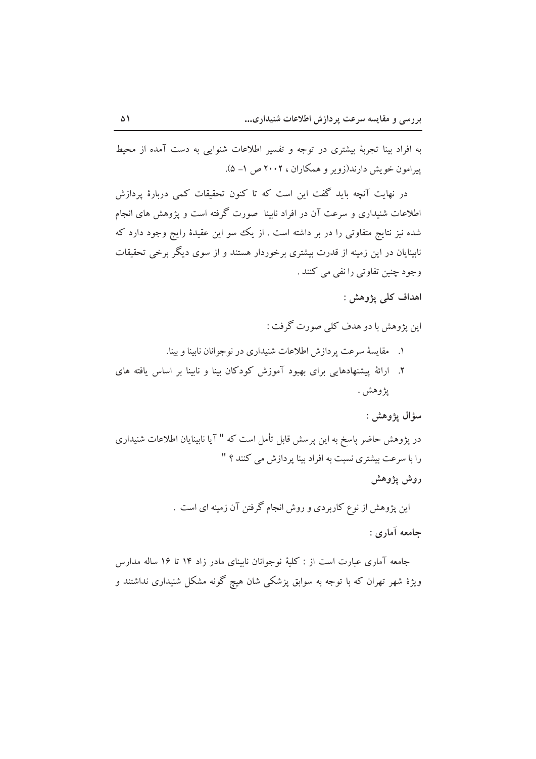به افراد بینا تجربهٔ بیشتری در توجه و تفسیر اطلاعات شنوایی به دست آمده از محیط پیرامون خویش دارند(زویر و همکاران ، ۲۰۰۲ ص ۱– ۵).

در نهایت آنچه باید گفت این است که تا کنون تحقیقات کمی دربارهٔ پردازش اطلاعات شنیداری و سرعت آن در افراد نابینا صورت گرفته است و پژوهش های انجام شده نیز نتایج متفاوتی را در بر داشته است . از یک سو این عقیدهٔ رایج وجود دارد که نابینایان در این زمینه از قدرت بیشتری برخوردار هستند و از سوی دیگر برخی تحقیقات وجود چنین تفاوتی را نفی می کنند .

**اهداف کلی پژوهش :**

این پژوهش با دو هدف کلی صورت گرفت :

۱. مقایسهٔ سرعت پردازش اطلاعات شنیداری در نوجوانان نابینا و بینا.
۲. ارائهٔ پیشنهادهایی برای بهبود آموزش کودکان بینا و نابینا بر اساس یافته های پژوهش .

**سؤال پژوهش :**

در پژوهش حاضر پاسخ به این پرسش قابل تأمل است که " آیا نابینایان اطلاعات شنیداری را با سرعت بیشتری نسبت به افراد بینا پردازش می کنند ؟ "

**روش پژوهش**

این پژوهش از نوع کاربردی و روش انجام گرفتن آن زمینه ای است .

**جامعه آماری :**

جامعه آماری عبارت است از : کلیهٔ نوجوانان نابینای مادر زاد ۱۴ تا ۱۶ ساله مدارس ویژهٔ شهر تهران که با توجه به سوابق پزشکی شان هیچ گونه مشکل شنیداری نداشتند و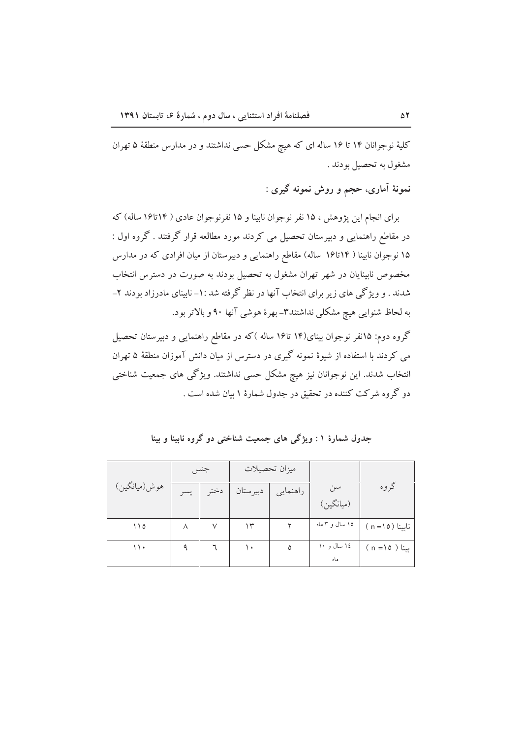کلیهٔ نوجوانان ۱۴ تا ۱۶ ساله ای که هیچ مشکل حسی نداشتند و در مدارس منطقهٔ ۵ تهران مشغول به تحصیل بودند .

**نمونهٔ آماری، حجم و روش نمونه گیری :**

برای انجام این پژوهش ، ۱۵ نفر نوجوان نابینا و ۱۵ نفرنوجوان عادی ( ۱۴تا۱۶ ساله) که در مقاطع راهنمایی و دبیرستان تحصیل می کردند مورد مطالعه قرار گرفتند . گروه اول : ۱۵ نوجوان نابینا ( ۱۴تا۱۶ ساله) مقاطع راهنمایی و دبیرستان از میان افرادی که در مدارس مخصوص نابینایان در شهر تهران مشغول به تحصیل بودند به صورت در دسترس انتخاب شدند . و ویژگی های زیر برای انتخاب آنها در نظر گرفته شد :۱- نابینای مادرزاد بودند ۲- به لحاظ شنوایی هیچ مشکلی نداشتند۳- بهرهٔ هوشی آنها ۹۰ و بالاتر بود.

گروه دوم: ۱۵نفر نوجوان بینای(۱۴ تا۱۶ ساله )که در مقاطع راهنمایی و دبیرستان تحصیل می کردند با استفاده از شیوهٔ نمونه گیری در دسترس از میان دانش آموزان منطقهٔ ۵ تهران انتخاب شدند. این نوجوانان نیز هیچ مشکل حسی نداشتند. ویژگی های جمعیت شناختی دو گروه شرکت کننده در تحقیق در جدول شمارهٔ ۱ بیان شده است .

**جدول شمارهٔ ۱ : ویژگی های جمعیت شناختی دو گروه نابینا و بینا**

| گروه | سن (میانگین) | میزان تحصیلات | | جنس | | هوش(میانگین) |
|---|---|---|---|---|---|---|
| | | راهنمایی | دبیرستان | دختر | پسر | |
| نابینا (n=۱۵ ) | ۱۵ سال و ۳ ماه | ۲ | ۱۳ | ۷ | ۸ | ۱۱۵ |
| بینا ( n=۱۵ ) | ۱٤ سال و ۱۰ ماه | ۵ | ۱۰ | ٦ | ۹ | ۱۱۰ |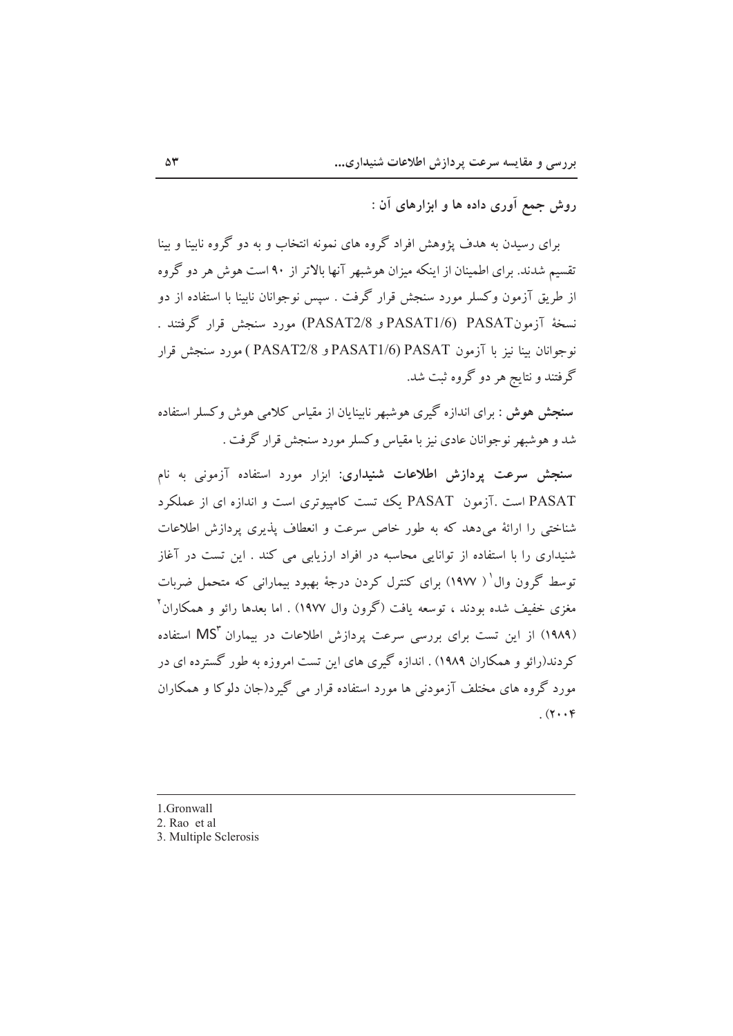**روش جمع آوری داده ها و ابزارهای آن :**

برای رسیدن به هدف پژوهش افراد گروه های نمونه انتخاب و به دو گروه نابینا و بینا تقسیم شدند. برای اطمینان از اینکه میزان هوشبهر آنها بالاتر از ۹۰ است هوش هر دو گروه از طریق آزمون وکسلر مورد سنجش قرار گرفت . سپس نوجوانان نابینا با استفاده از دو نسخهٔ آزمونPASAT (PASAT1/6 و PASAT2/8) مورد سنجش قرار گرفتند . نوجوانان بینا نیز با آزمون PASAT (PASAT1/6 و PASAT2/8 ) مورد سنجش قرار گرفتند و نتایج هر دو گروه ثبت شد.

**سنجش هوش** : برای اندازه گیری هوشبهر نابینایان از مقیاس کلامی هوش وکسلر استفاده شد و هوشبهر نوجوانان عادی نیز با مقیاس وکسلر مورد سنجش قرار گرفت .

**سنجش سرعت پردازش اطلاعات شنیداری:** ابزار مورد استفاده آزمونی به نام PASAT است .آزمون PASAT یک تست کامپیوتری است و اندازه ای از عملکرد شناختی را ارائهٔ می‌دهد که به طور خاص سرعت و انعطاف پذیری پردازش اطلاعات شنیداری را با استفاده از توانایی محاسبه در افراد ارزیابی می کند . این تست در آغاز توسط گرون وال[1] ( ۱۹۷۷) برای کنترل کردن درجهٔ بهبود بیمارانی که متحمل ضربات مغزی خفیف شده بودند ، توسعه یافت (گرون وال ۱۹۷۷) . اما بعدها رائو و همکاران[2] (۱۹۸۹) از این تست برای بررسی سرعت پردازش اطلاعات در بیماران MS[3] استفاده کردند(رائو و همکاران ۱۹۸۹) . اندازه گیری های این تست امروزه به طور گسترده ای در مورد گروه های مختلف آزمودنی ها مورد استفاده قرار می گیرد(جان دلوکا و همکاران ۲۰۰۴) .

---

1.Gronwall
2. Rao et al
3. Multiple Sclerosis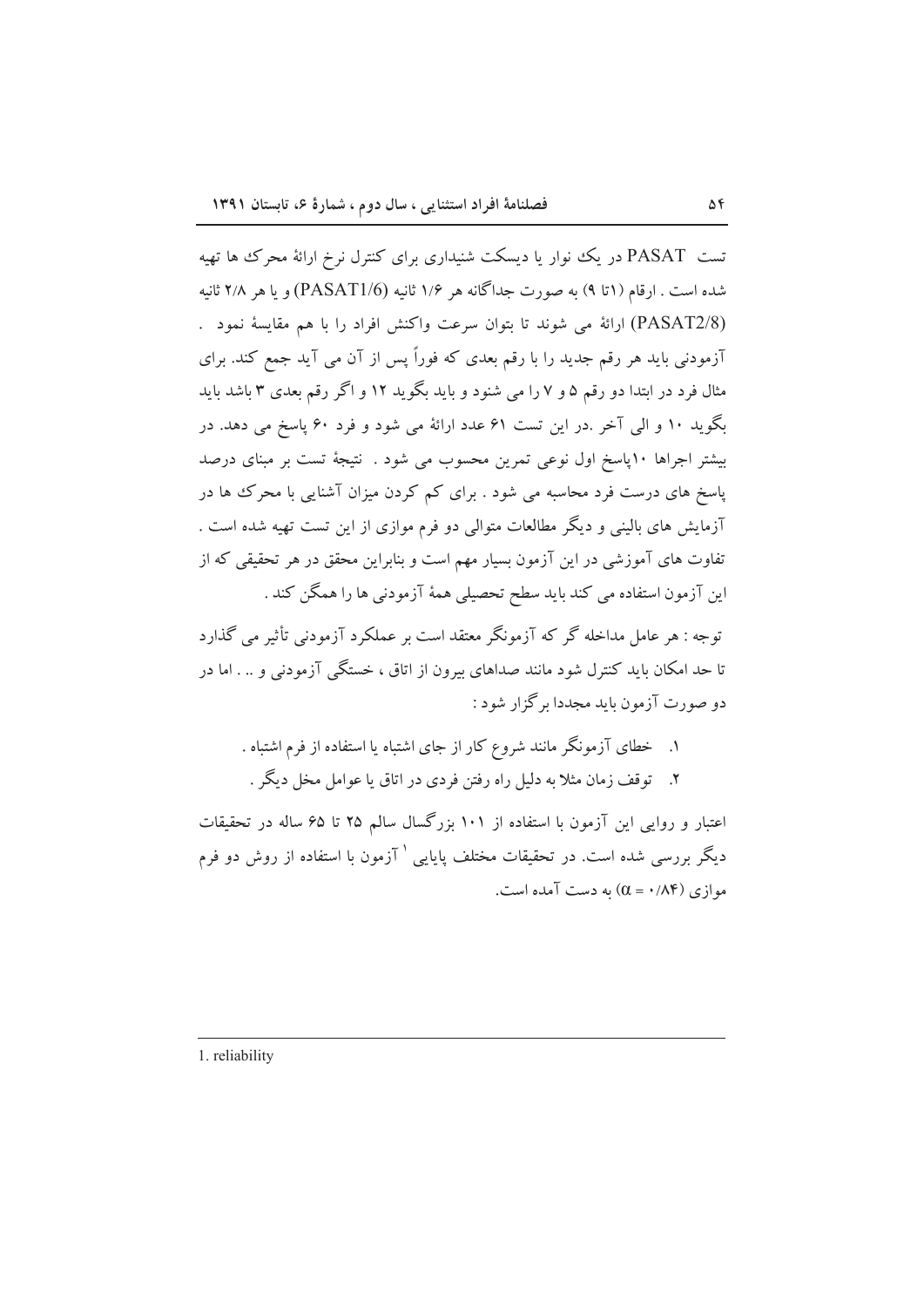تست PASAT در یک نوار یا دیسکت شنیداری برای کنترل نرخ ارائهٔ محرک ها تهیه شده است . ارقام (۱تا ۹) به صورت جداگانه هر ۱/۶ ثانیه (PASAT1/6) و یا هر ۲/۸ ثانیه (PASAT2/8) ارائهٔ می شوند تا بتوان سرعت واکنش افراد را با هم مقایسهٔ نمود . آزمودنی باید هر رقم جدید را با رقم بعدی که فوراً پس از آن می آید جمع کند. برای مثال فرد در ابتدا دو رقم ۵ و ۷ را می شنود و باید بگوید ۱۲ و اگر رقم بعدی ۳ باشد باید بگوید ۱۰ و الی آخر .در این تست ۶۱ عدد ارائهٔ می شود و فرد ۶۰ پاسخ می دهد. در بیشتر اجراها ۱۰پاسخ اول نوعی تمرین محسوب می شود . نتیجهٔ تست بر مبنای درصد پاسخ های درست فرد محاسبه می شود . برای کم کردن میزان آشنایی با محرک ها در آزمایش های بالینی و دیگر مطالعات متوالی دو فرم موازی از این تست تهیه شده است . تفاوت های آموزشی در این آزمون بسیار مهم است و بنابراین محقق در هر تحقیقی که از این آزمون استفاده می کند باید سطح تحصیلی همهٔ آزمودنی ها را همگن کند .

توجه : هر عامل مداخله گر که آزمونگر معتقد است بر عملکرد آزمودنی تأثیر می گذارد تا حد امکان باید کنترل شود مانند صداهای بیرون از اتاق ، خستگی آزمودنی و .. . اما در دو صورت آزمون باید مجددا برگزار شود :

۱. خطای آزمونگر مانند شروع کار از جای اشتباه یا استفاده از فرم اشتباه .
۲. توقف زمان مثلا به دلیل راه رفتن فردی در اتاق یا عوامل مخل دیگر .

اعتبار و روایی این آزمون با استفاده از ۱۰۱ بزرگسال سالم ۲۵ تا ۶۵ ساله در تحقیقات دیگر بررسی شده است. در تحقیقات مختلف پایایی [1] آزمون با استفاده از روش دو فرم موازی ($\alpha = ۰/۸۴$) به دست آمده است.

1. reliability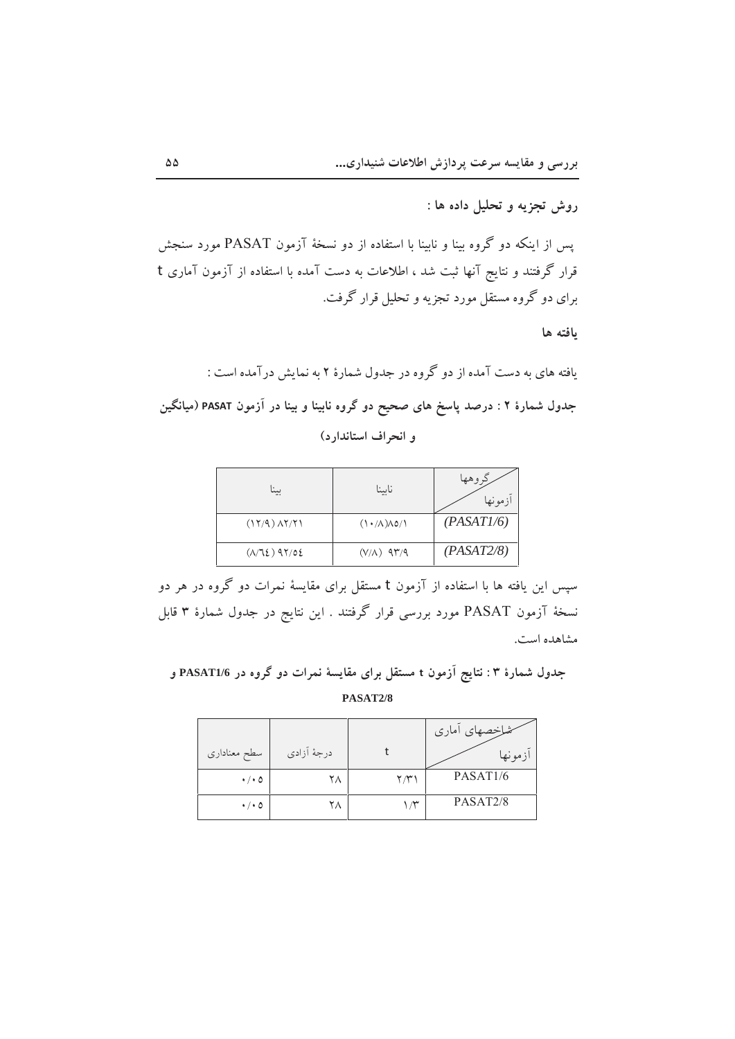**روش تجزیه و تحلیل داده ها :**

پس از اینکه دو گروه بینا و نابینا با استفاده از دو نسخهٔ آزمون PASAT مورد سنجش قرار گرفتند و نتایج آنها ثبت شد ، اطلاعات به دست آمده با استفاده از آزمون آماری t برای دو گروه مستقل مورد تجزیه و تحلیل قرار گرفت.

**یافته ها**

یافته های به دست آمده از دو گروه در جدول شمارهٔ ۲ به نمایش درآمده است :

**جدول شمارهٔ ۲ : درصد پاسخ های صحیح دو گروه نابینا و بینا در آزمون PASAT (میانگین و انحراف استاندارد)**

| گروهها / آزمونها | نابینا | بینا |
| --- | --- | --- |
| (PASAT1/6) | (۱۰/۸)۸۵/۱ | (۱۲/۹) ۸۲/۲۱ |
| (PASAT2/8) | (۷/۸) ۹۳/۹ | (۸/٦٤) ۹۲/٥٤ |

سپس این یافته ها با استفاده از آزمون t مستقل برای مقایسهٔ نمرات دو گروه در هر دو نسخهٔ آزمون PASAT مورد بررسی قرار گرفتند . این نتایج در جدول شمارهٔ ۳ قابل مشاهده است.

**جدول شمارهٔ ۳ : نتایج آزمون t مستقل برای مقایسهٔ نمرات دو گروه در PASAT1/6 و PASAT2/8**

| شاخصهای آماری / آزمونها | t | درجهٔ آزادی | سطح معناداری |
| --- | --- | --- | --- |
| PASAT1/6 | ۲/۳۱ | ۲۸ | ۰/۰۵ |
| PASAT2/8 | ۱/۳ | ۲۸ | ۰/۰۵ |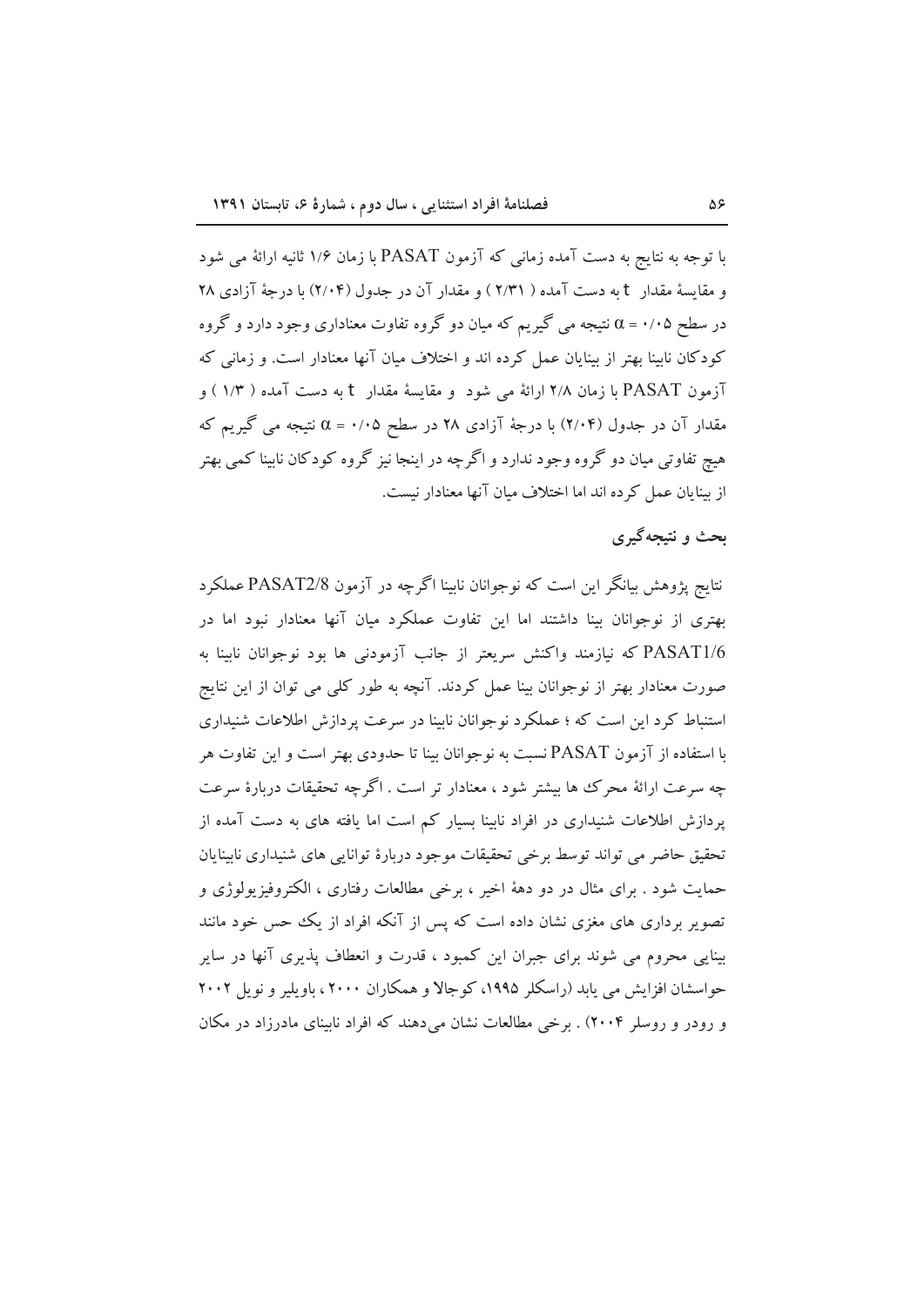با توجه به نتایج به دست آمده زمانی که آزمون PASAT با زمان ۱/۶ ثانیه ارائهٔ می شود و مقایسهٔ مقدار t به دست آمده ( ۲/۳۱ ) و مقدار آن در جدول (۲/۰۴) با درجهٔ آزادی ۲۸ در سطح $\alpha$ = ۰/۰۵ نتیجه می گیریم که میان دو گروه تفاوت معناداری وجود دارد و گروه کودکان نابینا بهتر از بینایان عمل کرده اند و اختلاف میان آنها معنادار است. و زمانی که آزمون PASAT با زمان ۲/۸ ارائهٔ می شود و مقایسهٔ مقدار t به دست آمده ( ۱/۳ ) و مقدار آن در جدول (۲/۰۴) با درجهٔ آزادی ۲۸ در سطح $\alpha$ = ۰/۰۵ نتیجه می گیریم که هیچ تفاوتی میان دو گروه وجود ندارد و اگرچه در اینجا نیز گروه کودکان نابینا کمی بهتر از بینایان عمل کرده اند اما اختلاف میان آنها معنادار نیست.

## بحث و نتیجه‌گیری

نتایج پژوهش بیانگر این است که نوجوانان نابینا اگرچه در آزمون PASAT2/8 عملکرد بهتری از نوجوانان بینا داشتند اما این تفاوت عملکرد میان آنها معنادار نبود اما در PASAT1/6 که نیازمند واکنش سریعتر از جانب آزمودنی ها بود نوجوانان نابینا به صورت معنادار بهتر از نوجوانان بینا عمل کردند. آنچه به طور کلی می توان از این نتایج استنباط کرد این است که ؛ عملکرد نوجوانان نابینا در سرعت پردازش اطلاعات شنیداری با استفاده از آزمون PASAT نسبت به نوجوانان بینا تا حدودی بهتر است و این تفاوت هر چه سرعت ارائهٔ محرک ها بیشتر شود ، معنادار تر است . اگرچه تحقیقات دربارهٔ سرعت پردازش اطلاعات شنیداری در افراد نابینا بسیار کم است اما یافته های به دست آمده از تحقیق حاضر می تواند توسط برخی تحقیقات موجود دربارهٔ توانایی های شنیداری نابینایان حمایت شود . برای مثال در دو دههٔ اخیر ، برخی مطالعات رفتاری ، الکتروفیزیولوژی و تصویر برداری های مغزی نشان داده است که پس از آنکه افراد از یک حس خود مانند بینایی محروم می شوند برای جبران این کمبود ، قدرت و انعطاف پذیری آنها در سایر حواسشان افزایش می یابد (راسکلر ۱۹۹۵، کوجالا و همکاران ۲۰۰۰، باویلیر و نویل ۲۰۰۲ و رودر و روسلر ۲۰۰۴) . برخی مطالعات نشان می‌دهند که افراد نابینای مادرزاد در مکان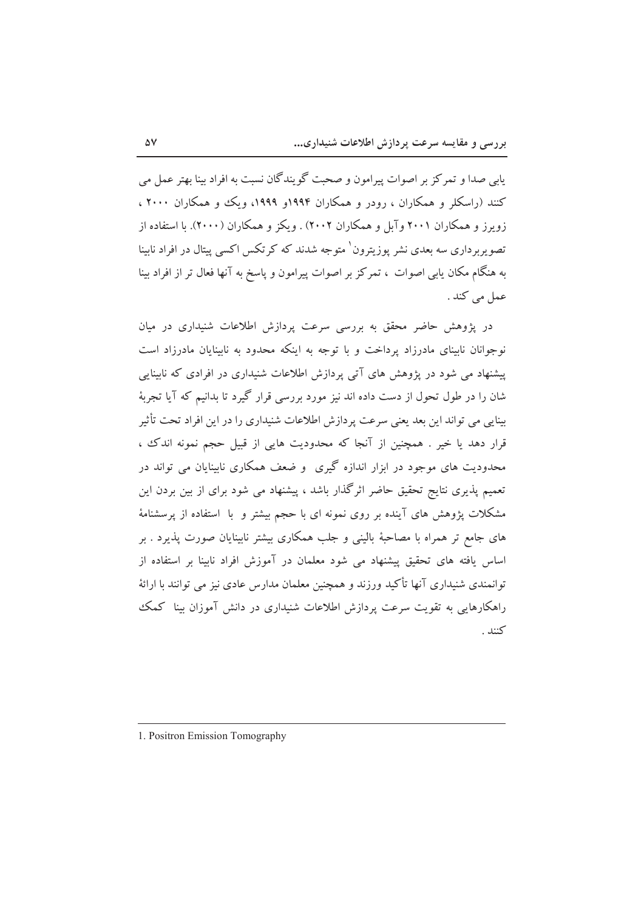یابی صدا و تمرکز بر اصوات پیرامون و صحبت گویندگان نسبت به افراد بینا بهتر عمل می کنند (راسکلر و همکاران ، رودر و همکاران ۱۹۹۴و ۱۹۹۹، ویک و همکاران ۲۰۰۰ ، زویرز و همکاران ۲۰۰۱ وآبل و همکاران ۲۰۰۲) . ویکز و همکاران (۲۰۰۰). با استفاده از تصویربرداری سه بعدی نشر پوزیترون[1] متوجه شدند که کرتکس اکسی پیتال در افراد نابینا به هنگام مکان یابی اصوات ، تمرکز بر اصوات پیرامون و پاسخ به آنها فعال تر از افراد بینا عمل می کند .

در پژوهش حاضر محقق به بررسی سرعت پردازش اطلاعات شنیداری در میان نوجوانان نابینای مادرزاد پرداخت و با توجه به اینکه محدود به نابینایان مادرزاد است پیشنهاد می شود در پژوهش های آتی پردازش اطلاعات شنیداری در افرادی که نابینایی شان را در طول تحول از دست داده اند نیز مورد بررسی قرار گیرد تا بدانیم که آیا تجربهٔ بینایی می تواند این بعد یعنی سرعت پردازش اطلاعات شنیداری را در این افراد تحت تأثیر قرار دهد یا خیر . همچنین از آنجا که محدودیت هایی از قبیل حجم نمونه اندک ، محدودیت های موجود در ابزار اندازه گیری و ضعف همکاری نابینایان می تواند در تعمیم پذیری نتایج تحقیق حاضر اثرگذار باشد ، پیشنهاد می شود برای از بین بردن این مشکلات پژوهش های آینده بر روی نمونه ای با حجم بیشتر و با استفاده از پرسشنامهٔ های جامع تر همراه با مصاحبهٔ بالینی و جلب همکاری بیشتر نابینایان صورت پذیرد . بر اساس یافته های تحقیق پیشنهاد می شود معلمان در آموزش افراد نابینا بر استفاده از توانمندی شنیداری آنها تأکید ورزند و همچنین معلمان مدارس عادی نیز می توانند با ارائهٔ راهکارهایی به تقویت سرعت پردازش اطلاعات شنیداری در دانش آموزان بینا کمک کنند .

---

1. Positron Emission Tomography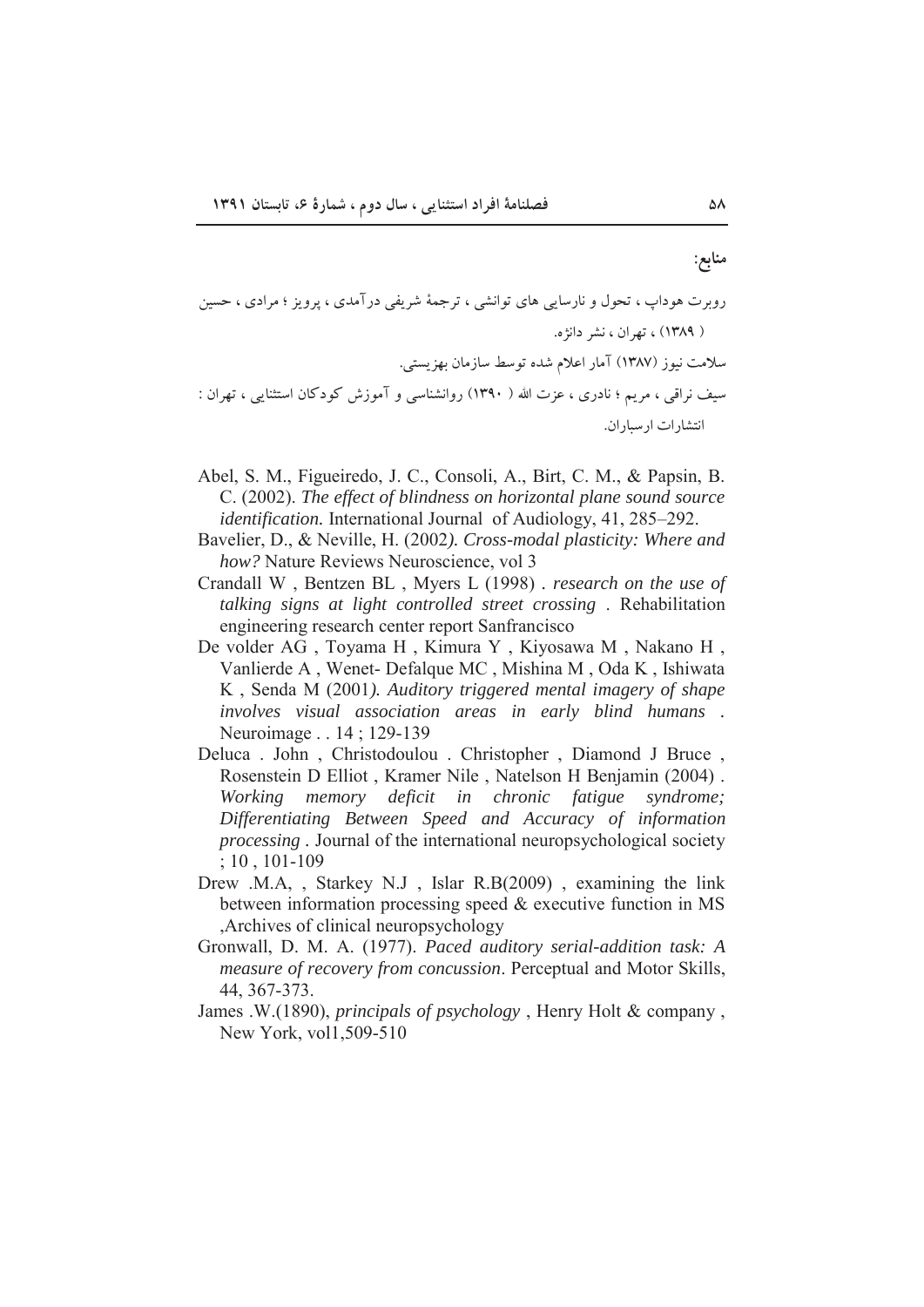**منابع:**

روبرت هوداپ ، تحول و نارسایی های توانشی ، ترجمهٔ شریفی درآمدی ، پرویز ؛ مرادی ، حسین ( ۱۳۸۹) ، تهران ، نشر دانژه.

سلامت نیوز (۱۳۸۷) آمار اعلام شده توسط سازمان بهزیستی.

سیف نراقی ، مریم ؛ نادری ، عزت الله ( ۱۳۹۰) روانشناسی و آموزش کودکان استثنایی ، تهران : انتشارات ارسباران.

Abel, S. M., Figueiredo, J. C., Consoli, A., Birt, C. M., & Papsin, B. C. (2002). *The effect of blindness on horizontal plane sound source identification.* International Journal of Audiology, 41, 285–292.

Bavelier, D., & Neville, H. (2002*). Cross-modal plasticity: Where and how?* Nature Reviews Neuroscience, vol 3

Crandall W , Bentzen BL , Myers L (1998) . *research on the use of talking signs at light controlled street crossing* . Rehabilitation engineering research center report Sanfrancisco

De volder AG , Toyama H , Kimura Y , Kiyosawa M , Nakano H , Vanlierde A , Wenet- Defalque MC , Mishina M , Oda K , Ishiwata K , Senda M (2001*). Auditory triggered mental imagery of shape involves visual association areas in early blind humans* . Neuroimage . . 14 ; 129-139

Deluca . John , Christodoulou . Christopher , Diamond J Bruce , Rosenstein D Elliot , Kramer Nile , Natelson H Benjamin (2004) . *Working memory deficit in chronic fatigue syndrome; Differentiating Between Speed and Accuracy of information processing* . Journal of the international neuropsychological society ; 10 , 101-109

Drew .M.A, , Starkey N.J , Islar R.B(2009) , examining the link between information processing speed & executive function in MS ,Archives of clinical neuropsychology

Gronwall, D. M. A. (1977). *Paced auditory serial-addition task: A measure of recovery from concussion*. Perceptual and Motor Skills, 44, 367-373.

James .W.(1890), *principals of psychology* , Henry Holt & company , New York, vol1,509-510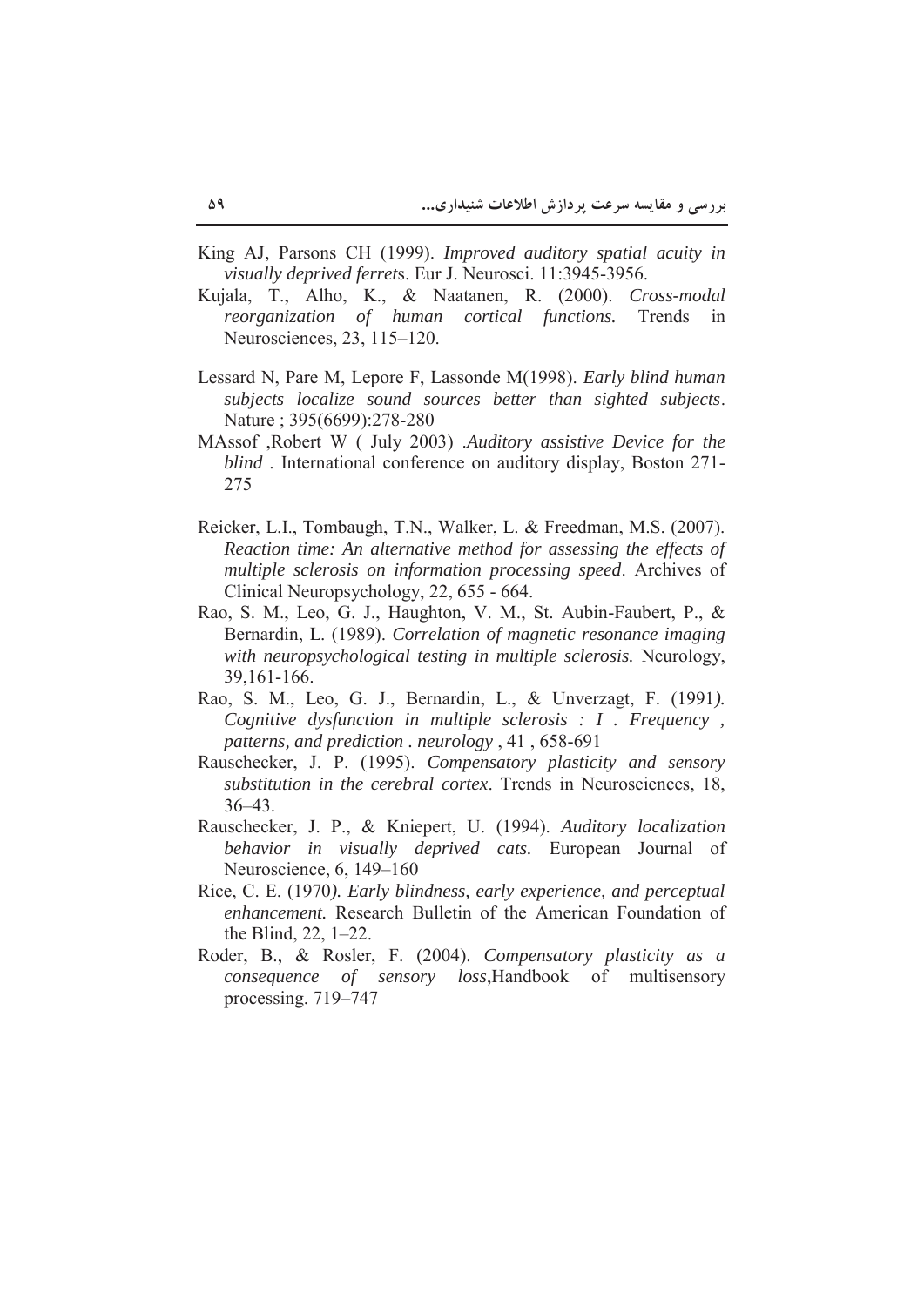King AJ, Parsons CH (1999). *Improved auditory spatial acuity in visually deprived ferrets*. Eur J. Neurosci. 11:3945-3956.

Kujala, T., Alho, K., & Naatanen, R. (2000). *Cross-modal reorganization of human cortical functions.* Trends in Neurosciences, 23, 115–120.

Lessard N, Pare M, Lepore F, Lassonde M(1998). *Early blind human subjects localize sound sources better than sighted subjects*. Nature ; 395(6699):278-280

MAssof ,Robert W ( July 2003) .*Auditory assistive Device for the blind* . International conference on auditory display, Boston 271-275

Reicker, L.I., Tombaugh, T.N., Walker, L. & Freedman, M.S. (2007). *Reaction time: An alternative method for assessing the effects of multiple sclerosis on information processing speed*. Archives of Clinical Neuropsychology, 22, 655 - 664.

Rao, S. M., Leo, G. J., Haughton, V. M., St. Aubin-Faubert, P., & Bernardin, L. (1989). *Correlation of magnetic resonance imaging with neuropsychological testing in multiple sclerosis.* Neurology, 39,161-166.

Rao, S. M., Leo, G. J., Bernardin, L., & Unverzagt, F. (1991*). Cognitive dysfunction in multiple sclerosis : I . Frequency , patterns, and prediction . neurology* , 41 , 658-691

Rauschecker, J. P. (1995). *Compensatory plasticity and sensory substitution in the cerebral cortex*. Trends in Neurosciences, 18, 36–43.

Rauschecker, J. P., & Kniepert, U. (1994). *Auditory localization behavior in visually deprived cats.* European Journal of Neuroscience, 6, 149–160

Rice, C. E. (1970*). Early blindness, early experience, and perceptual enhancement.* Research Bulletin of the American Foundation of the Blind, 22, 1–22.

Roder, B., & Rosler, F. (2004). *Compensatory plasticity as a consequence of sensory loss*,Handbook of multisensory processing. 719–747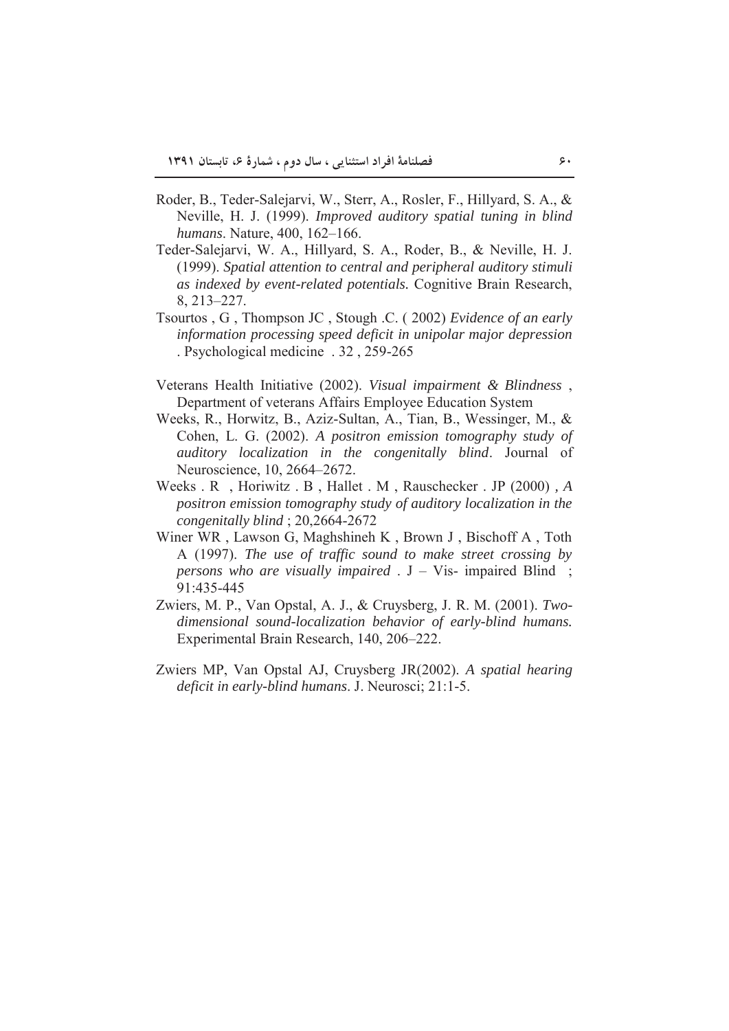Roder, B., Teder-Salejarvi, W., Sterr, A., Rosler, F., Hillyard, S. A., & Neville, H. J. (1999). *Improved auditory spatial tuning in blind humans*. Nature, 400, 162–166.

Teder-Salejarvi, W. A., Hillyard, S. A., Roder, B., & Neville, H. J. (1999). *Spatial attention to central and peripheral auditory stimuli as indexed by event-related potentials.* Cognitive Brain Research, 8, 213–227.

Tsourtos , G , Thompson JC , Stough .C. ( 2002) *Evidence of an early information processing speed deficit in unipolar major depression* . Psychological medicine . 32 , 259-265

Veterans Health Initiative (2002). *Visual impairment & Blindness* , Department of veterans Affairs Employee Education System

Weeks, R., Horwitz, B., Aziz-Sultan, A., Tian, B., Wessinger, M., & Cohen, L. G. (2002). *A positron emission tomography study of auditory localization in the congenitally blind*. Journal of Neuroscience, 10, 2664–2672.

Weeks . R , Horiwitz . B , Hallet . M , Rauschecker . JP (2000) *, A positron emission tomography study of auditory localization in the congenitally blind* ; 20,2664-2672

Winer WR , Lawson G, Maghshineh K , Brown J , Bischoff A , Toth A (1997). *The use of traffic sound to make street crossing by persons who are visually impaired* . J – Vis- impaired Blind ; 91:435-445

Zwiers, M. P., Van Opstal, A. J., & Cruysberg, J. R. M. (2001). *Two-dimensional sound-localization behavior of early-blind humans.* Experimental Brain Research, 140, 206–222.

Zwiers MP, Van Opstal AJ, Cruysberg JR(2002). *A spatial hearing deficit in early-blind humans*. J. Neurosci; 21:1-5.